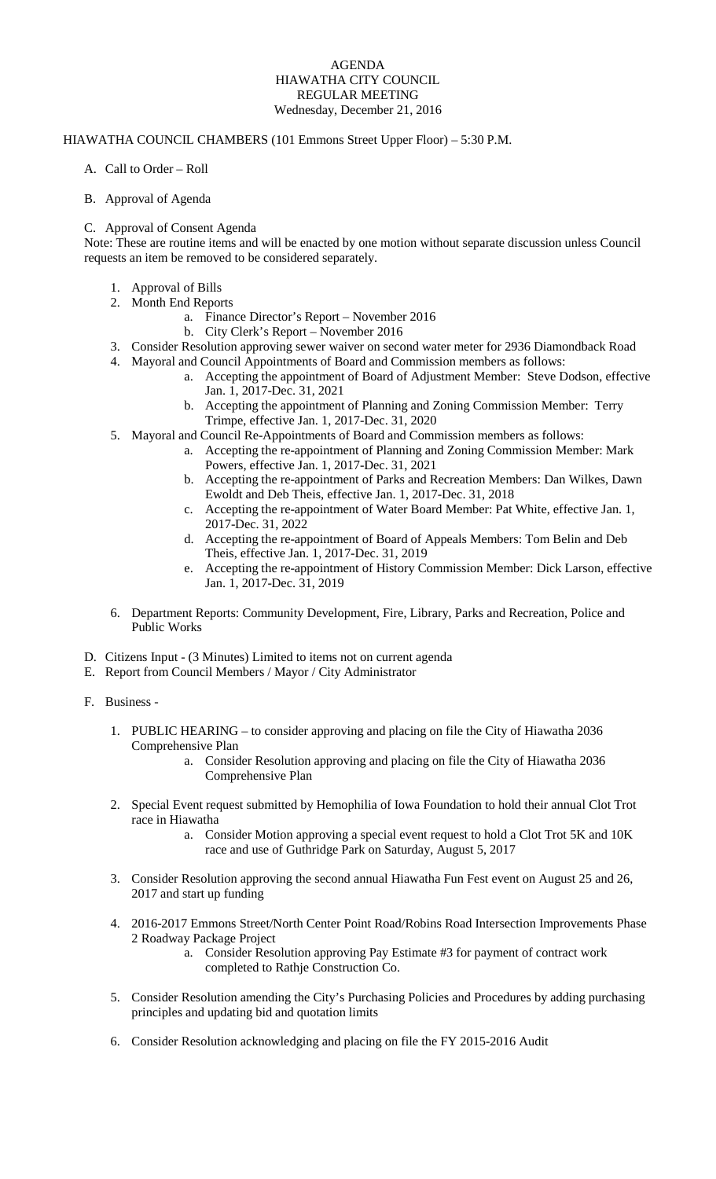# AGENDA
# HIAWATHA CITY COUNCIL
# REGULAR MEETING
### Wednesday, December 21, 2016

HIAWATHA COUNCIL CHAMBERS (101 Emmons Street Upper Floor) – 5:30 P.M.

A. Call to Order – Roll

B. Approval of Agenda

C. Approval of Consent Agenda

Note: These are routine items and will be enacted by one motion without separate discussion unless Council requests an item be removed to be considered separately.

1. Approval of Bills
2. Month End Reports
    a. Finance Director's Report – November 2016
    b. City Clerk's Report – November 2016
3. Consider Resolution approving sewer waiver on second water meter for 2936 Diamondback Road
4. Mayoral and Council Appointments of Board and Commission members as follows:
    a. Accepting the appointment of Board of Adjustment Member: Steve Dodson, effective Jan. 1, 2017-Dec. 31, 2021
    b. Accepting the appointment of Planning and Zoning Commission Member: Terry Trimpe, effective Jan. 1, 2017-Dec. 31, 2020
5. Mayoral and Council Re-Appointments of Board and Commission members as follows:
    a. Accepting the re-appointment of Planning and Zoning Commission Member: Mark Powers, effective Jan. 1, 2017-Dec. 31, 2021
    b. Accepting the re-appointment of Parks and Recreation Members: Dan Wilkes, Dawn Ewoldt and Deb Theis, effective Jan. 1, 2017-Dec. 31, 2018
    c. Accepting the re-appointment of Water Board Member: Pat White, effective Jan. 1, 2017-Dec. 31, 2022
    d. Accepting the re-appointment of Board of Appeals Members: Tom Belin and Deb Theis, effective Jan. 1, 2017-Dec. 31, 2019
    e. Accepting the re-appointment of History Commission Member: Dick Larson, effective Jan. 1, 2017-Dec. 31, 2019
6. Department Reports: Community Development, Fire, Library, Parks and Recreation, Police and Public Works

D. Citizens Input - (3 Minutes) Limited to items not on current agenda

E. Report from Council Members / Mayor / City Administrator

F. Business -

1. PUBLIC HEARING – to consider approving and placing on file the City of Hiawatha 2036 Comprehensive Plan
    a. Consider Resolution approving and placing on file the City of Hiawatha 2036 Comprehensive Plan
2. Special Event request submitted by Hemophilia of Iowa Foundation to hold their annual Clot Trot race in Hiawatha
    a. Consider Motion approving a special event request to hold a Clot Trot 5K and 10K race and use of Guthridge Park on Saturday, August 5, 2017
3. Consider Resolution approving the second annual Hiawatha Fun Fest event on August 25 and 26, 2017 and start up funding
4. 2016-2017 Emmons Street/North Center Point Road/Robins Road Intersection Improvements Phase 2 Roadway Package Project
    a. Consider Resolution approving Pay Estimate #3 for payment of contract work completed to Rathje Construction Co.
5. Consider Resolution amending the City's Purchasing Policies and Procedures by adding purchasing principles and updating bid and quotation limits
6. Consider Resolution acknowledging and placing on file the FY 2015-2016 Audit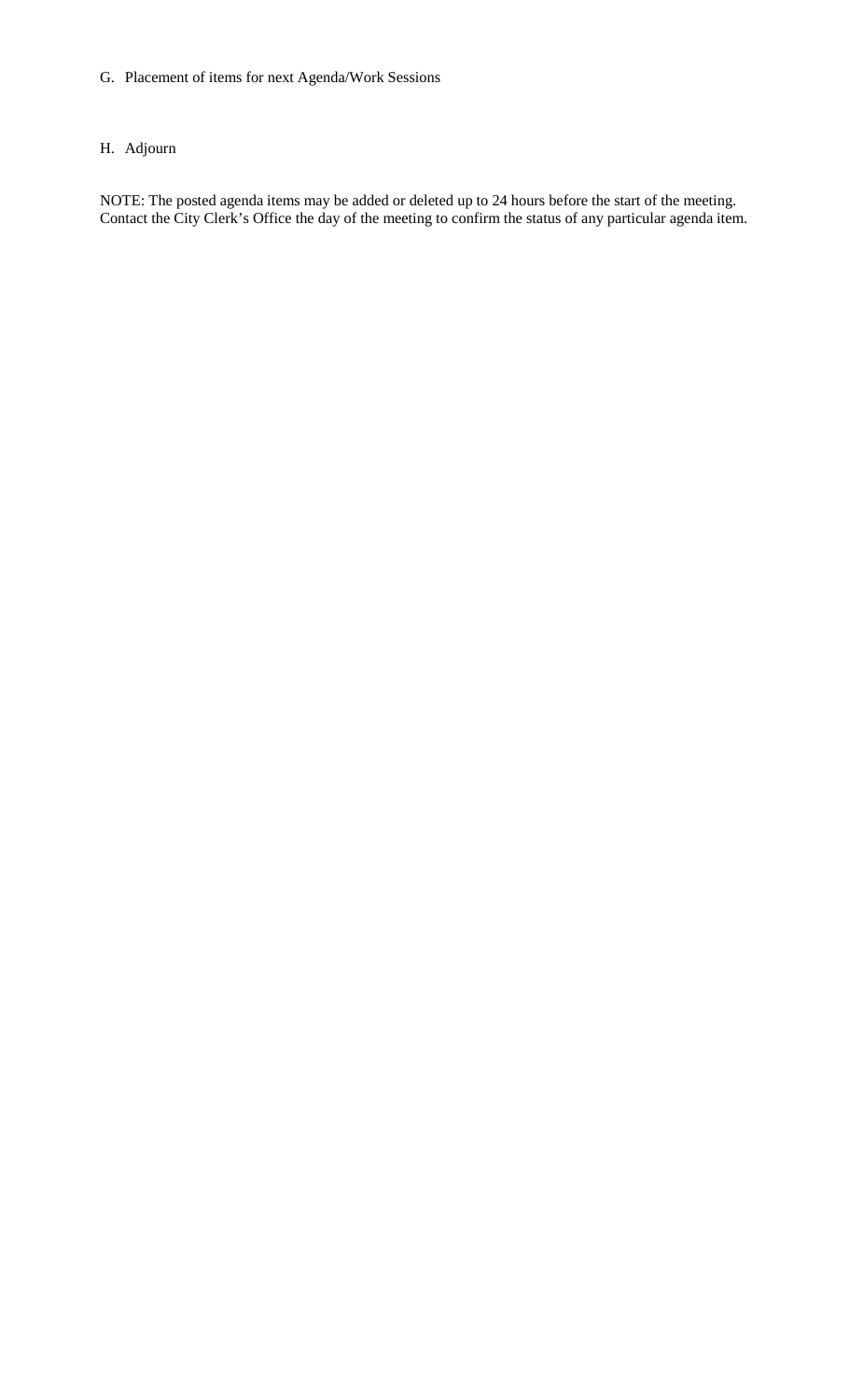G. Placement of items for next Agenda/Work Sessions

H. Adjourn

NOTE: The posted agenda items may be added or deleted up to 24 hours before the start of the meeting. Contact the City Clerk's Office the day of the meeting to confirm the status of any particular agenda item.